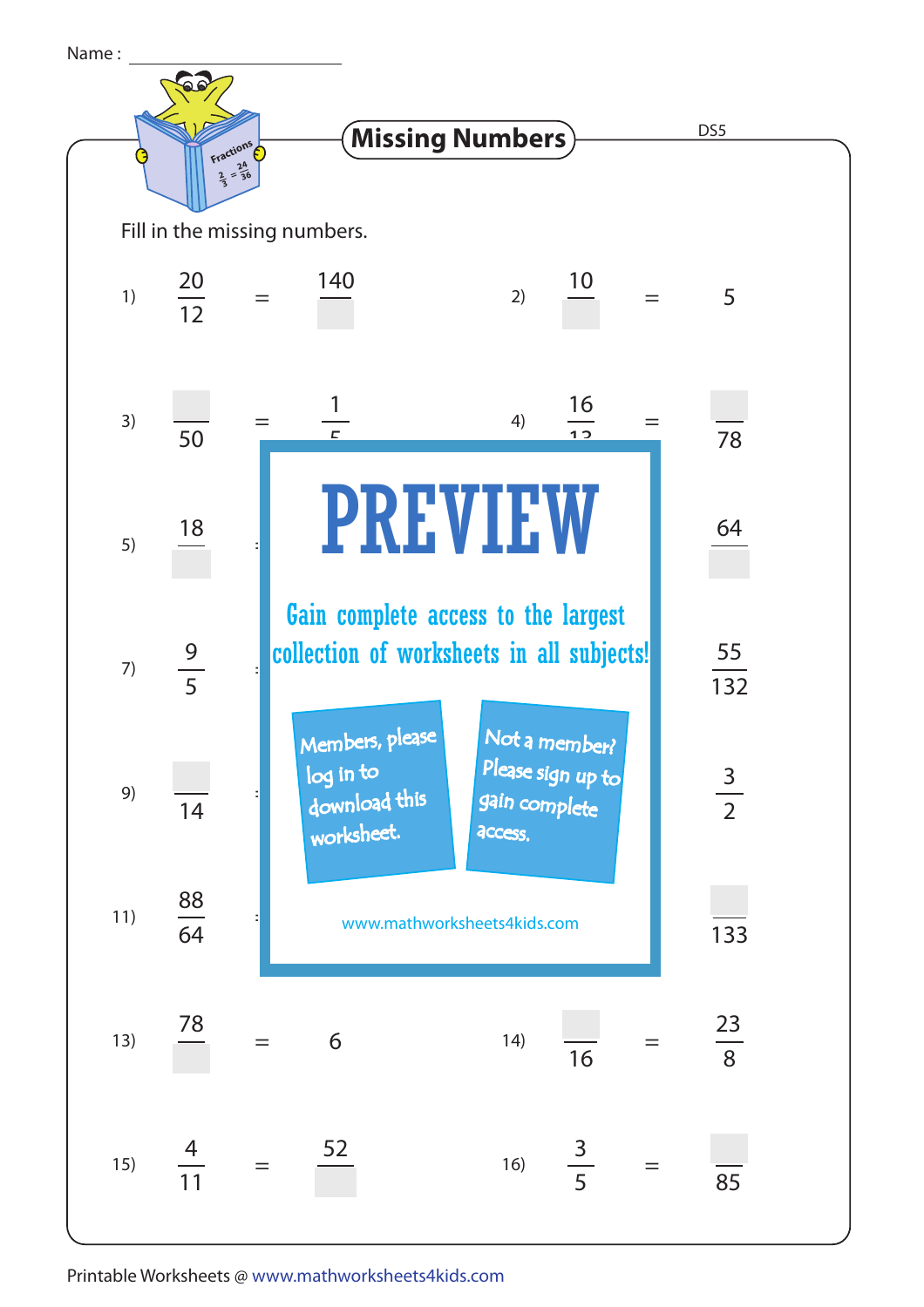Name : \_\_\_\_\_\_\_\_\_\_\_\_\_\_\_\_\_\_

# Missing Numbers

DS5

Fill in the missing numbers.

1) $\frac{20}{12} = \frac{140}{\square}$

2) $\frac{10}{\square} = 5$

3) $\frac{\square}{50} = \frac{1}{5}$

4) $\frac{16}{13} = \frac{\square}{78}$

5) $\frac{18}{\square}$ = ... $\frac{64}{\square}$

7) $\frac{9}{5}$ = ... $\frac{55}{132}$

9) $\frac{\square}{14}$ = ... $\frac{3}{2}$

11) $\frac{88}{64}$ = ... $\frac{\square}{133}$

13) $\frac{78}{\square} = 6$

14) $\frac{\square}{16} = \frac{23}{8}$

15) $\frac{4}{11} = \frac{52}{\square}$

16) $\frac{3}{5} = \frac{\square}{85}$

**PREVIEW**

Gain complete access to the largest collection of worksheets in all subjects!

Members, please log in to download this worksheet.

Not a member? Please sign up to gain complete access.

www.mathworksheets4kids.com

Printable Worksheets @ www.mathworksheets4kids.com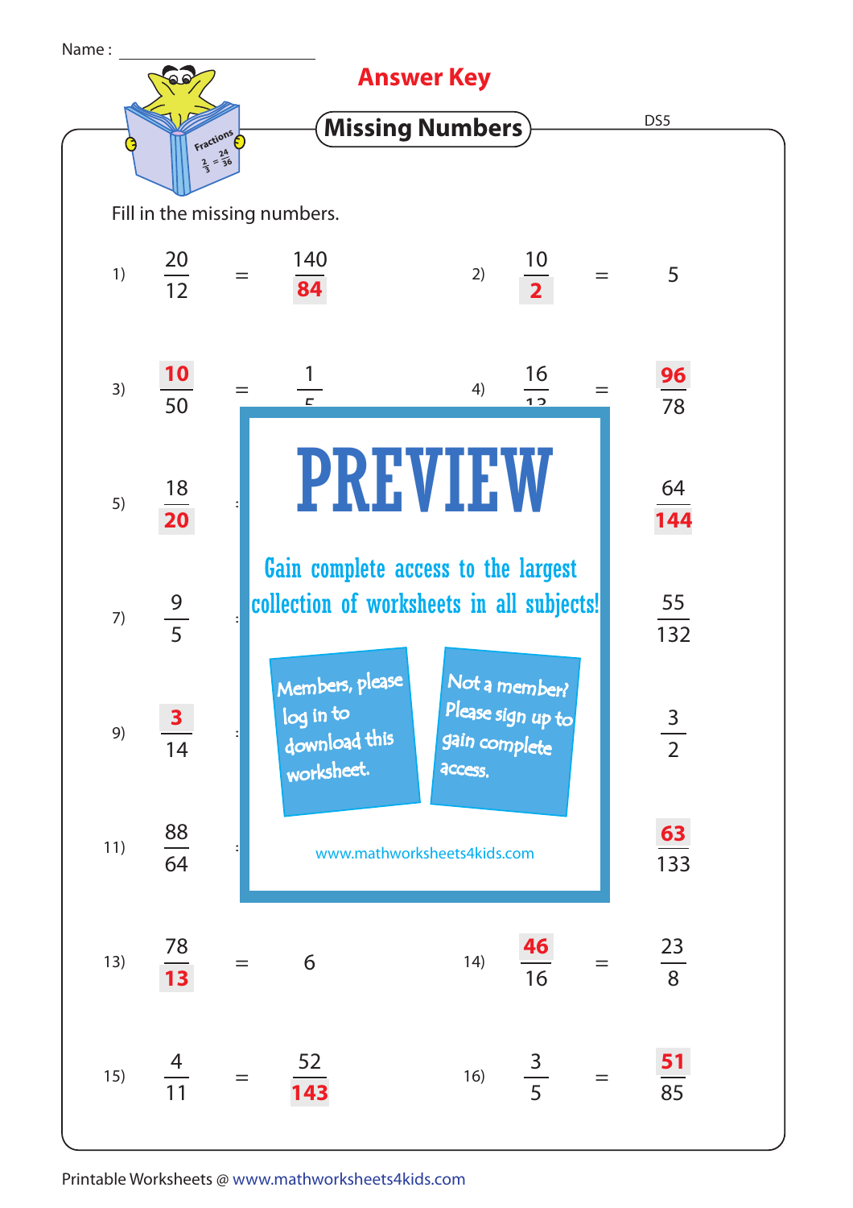Name :

# Answer Key

## Missing Numbers

DS5

Fill in the missing numbers.

1) $\frac{20}{12} = \frac{140}{\mathbf{84}}$

2) $\frac{10}{\mathbf{2}} = 5$

3) $\frac{\mathbf{10}}{50} = \frac{1}{5}$

4) $\frac{16}{13} = \frac{\mathbf{96}}{78}$

5) $\frac{18}{\mathbf{20}}$ =

6) = $\frac{64}{\mathbf{144}}$

7) $\frac{9}{5}$ =

8) = $\frac{55}{132}$

9) $\frac{\mathbf{3}}{14}$ =

10) = $\frac{3}{2}$

11) $\frac{88}{64}$ =

12) = $\frac{\mathbf{63}}{133}$

13) $\frac{78}{\mathbf{13}} = 6$

14) $\frac{\mathbf{46}}{16} = \frac{23}{8}$

15) $\frac{4}{11} = \frac{52}{\mathbf{143}}$

16) $\frac{3}{5} = \frac{\mathbf{51}}{85}$

PREVIEW

Gain complete access to the largest collection of worksheets in all subjects!

Members, please log in to download this worksheet.

Not a member? Please sign up to gain complete access.

www.mathworksheets4kids.com

Printable Worksheets @ www.mathworksheets4kids.com